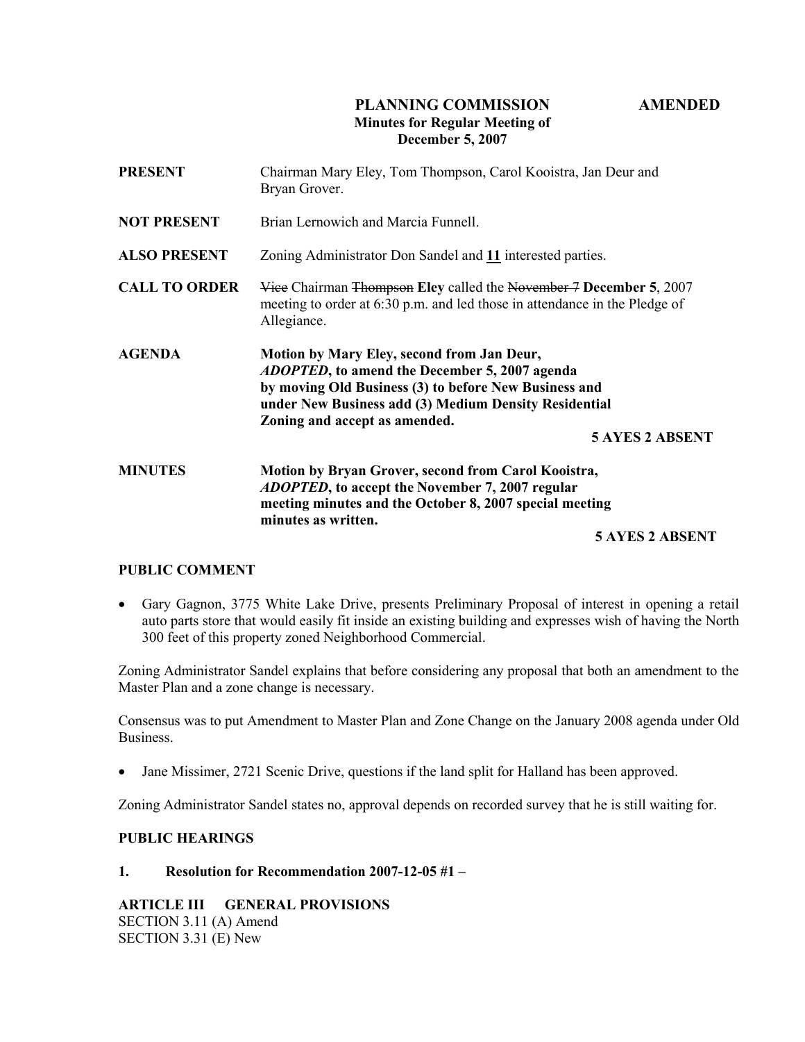# PLANNING COMMISSION AMENDED

**Minutes for Regular Meeting of December 5, 2007**

**PRESENT** Chairman Mary Eley, Tom Thompson, Carol Kooistra, Jan Deur and Bryan Grover.

**NOT PRESENT** Brian Lernowich and Marcia Funnell.

**ALSO PRESENT** Zoning Administrator Don Sandel and **11** interested parties.

**CALL TO ORDER** ~~Vice~~ Chairman ~~Thompson~~ **Eley** called the ~~November 7~~ **December 5**, 2007 meeting to order at 6:30 p.m. and led those in attendance in the Pledge of Allegiance.

**AGENDA** **Motion by Mary Eley, second from Jan Deur, *ADOPTED*, to amend the December 5, 2007 agenda by moving Old Business (3) to before New Business and under New Business add (3) Medium Density Residential Zoning and accept as amended.**

**5 AYES 2 ABSENT**

**MINUTES** **Motion by Bryan Grover, second from Carol Kooistra, *ADOPTED*, to accept the November 7, 2007 regular meeting minutes and the October 8, 2007 special meeting minutes as written.**

**5 AYES 2 ABSENT**

## PUBLIC COMMENT

- Gary Gagnon, 3775 White Lake Drive, presents Preliminary Proposal of interest in opening a retail auto parts store that would easily fit inside an existing building and expresses wish of having the North 300 feet of this property zoned Neighborhood Commercial.

Zoning Administrator Sandel explains that before considering any proposal that both an amendment to the Master Plan and a zone change is necessary.

Consensus was to put Amendment to Master Plan and Zone Change on the January 2008 agenda under Old Business.

- Jane Missimer, 2721 Scenic Drive, questions if the land split for Halland has been approved.

Zoning Administrator Sandel states no, approval depends on recorded survey that he is still waiting for.

## PUBLIC HEARINGS

**1. Resolution for Recommendation 2007-12-05 #1 –**

**ARTICLE III GENERAL PROVISIONS**

SECTION 3.11 (A) Amend

SECTION 3.31 (E) New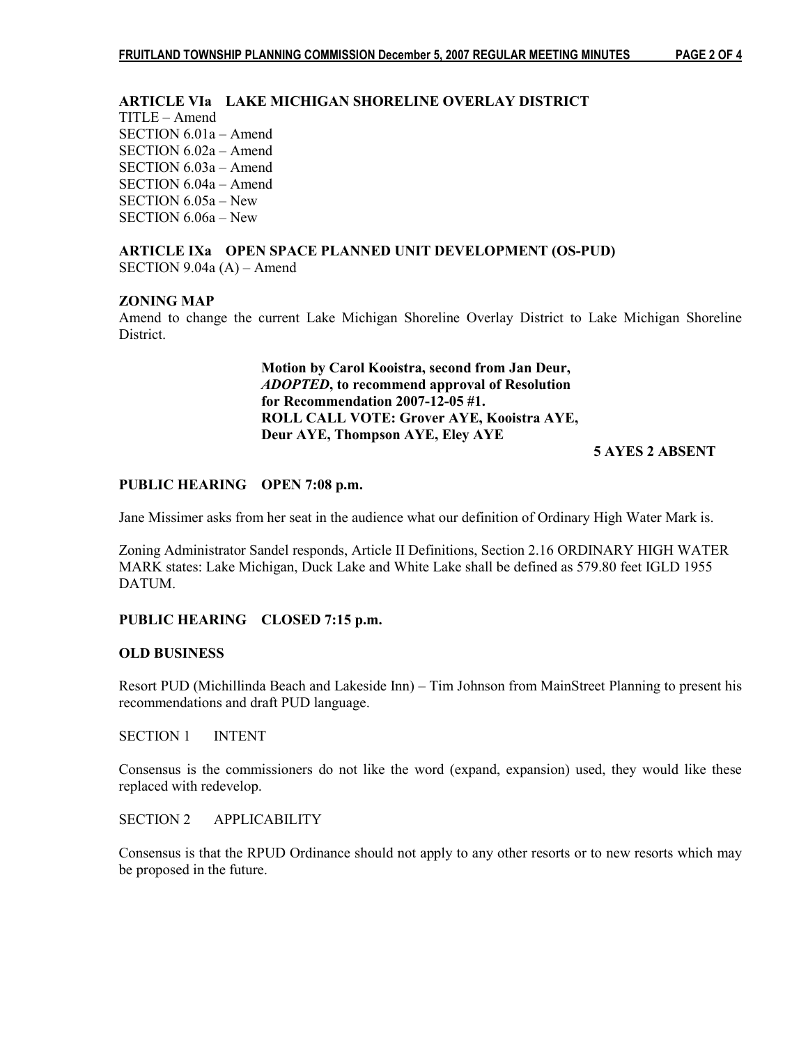**ARTICLE VIa LAKE MICHIGAN SHORELINE OVERLAY DISTRICT**

TITLE – Amend
SECTION 6.01a – Amend
SECTION 6.02a – Amend
SECTION 6.03a – Amend
SECTION 6.04a – Amend
SECTION 6.05a – New
SECTION 6.06a – New

**ARTICLE IXa OPEN SPACE PLANNED UNIT DEVELOPMENT (OS-PUD)**

SECTION 9.04a (A) – Amend

**ZONING MAP**

Amend to change the current Lake Michigan Shoreline Overlay District to Lake Michigan Shoreline District.

**Motion by Carol Kooistra, second from Jan Deur, *ADOPTED*, to recommend approval of Resolution for Recommendation 2007-12-05 #1.**
**ROLL CALL VOTE: Grover AYE, Kooistra AYE, Deur AYE, Thompson AYE, Eley AYE**

**5 AYES 2 ABSENT**

**PUBLIC HEARING OPEN 7:08 p.m.**

Jane Missimer asks from her seat in the audience what our definition of Ordinary High Water Mark is.

Zoning Administrator Sandel responds, Article II Definitions, Section 2.16 ORDINARY HIGH WATER MARK states: Lake Michigan, Duck Lake and White Lake shall be defined as 579.80 feet IGLD 1955 DATUM.

**PUBLIC HEARING CLOSED 7:15 p.m.**

**OLD BUSINESS**

Resort PUD (Michillinda Beach and Lakeside Inn) – Tim Johnson from MainStreet Planning to present his recommendations and draft PUD language.

SECTION 1 INTENT

Consensus is the commissioners do not like the word (expand, expansion) used, they would like these replaced with redevelop.

SECTION 2 APPLICABILITY

Consensus is that the RPUD Ordinance should not apply to any other resorts or to new resorts which may be proposed in the future.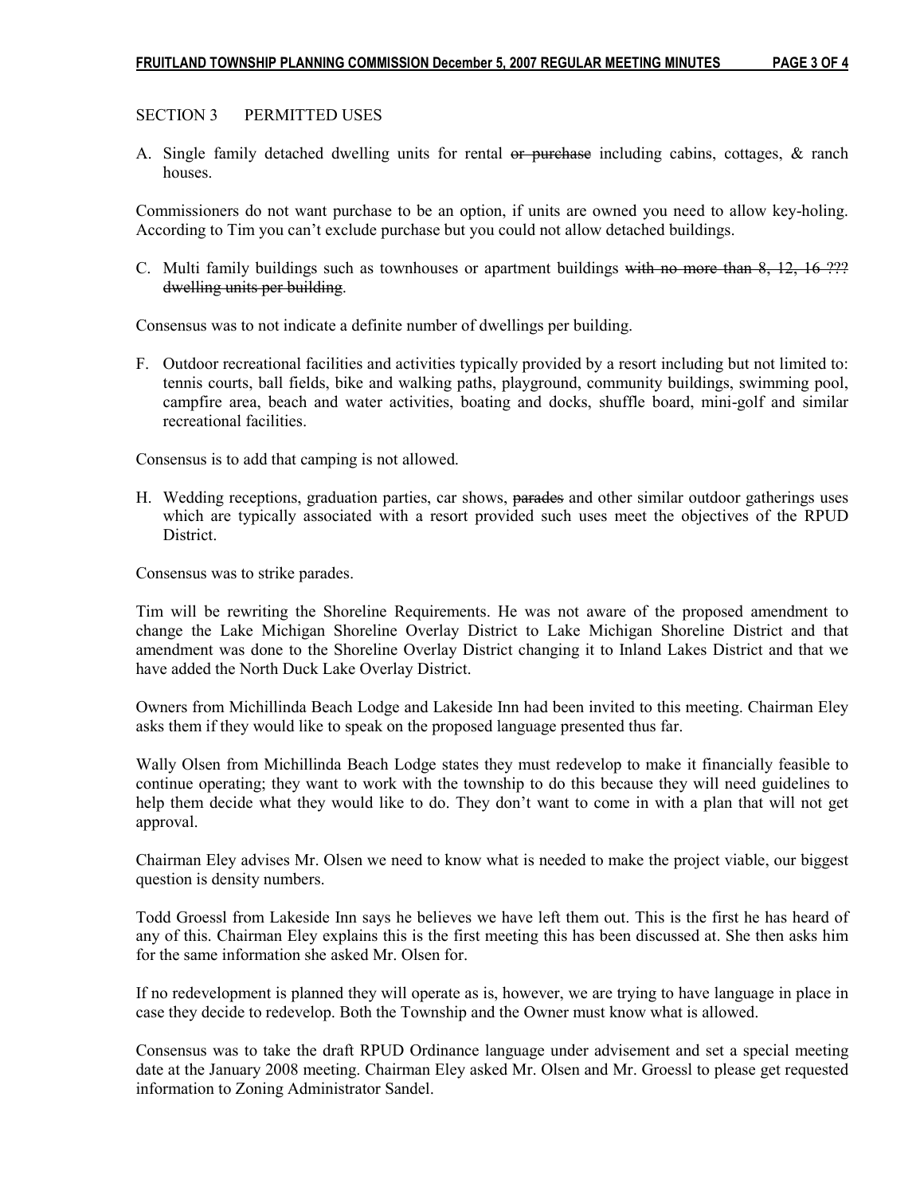SECTION 3 PERMITTED USES

A. Single family detached dwelling units for rental ~~or purchase~~ including cabins, cottages, & ranch houses.

Commissioners do not want purchase to be an option, if units are owned you need to allow key-holing. According to Tim you can't exclude purchase but you could not allow detached buildings.

C. Multi family buildings such as townhouses or apartment buildings ~~with no more than 8, 12, 16 ??? dwelling units per building~~.

Consensus was to not indicate a definite number of dwellings per building.

F. Outdoor recreational facilities and activities typically provided by a resort including but not limited to: tennis courts, ball fields, bike and walking paths, playground, community buildings, swimming pool, campfire area, beach and water activities, boating and docks, shuffle board, mini-golf and similar recreational facilities.

Consensus is to add that camping is not allowed.

H. Wedding receptions, graduation parties, car shows, ~~parades~~ and other similar outdoor gatherings uses which are typically associated with a resort provided such uses meet the objectives of the RPUD District.

Consensus was to strike parades.

Tim will be rewriting the Shoreline Requirements. He was not aware of the proposed amendment to change the Lake Michigan Shoreline Overlay District to Lake Michigan Shoreline District and that amendment was done to the Shoreline Overlay District changing it to Inland Lakes District and that we have added the North Duck Lake Overlay District.

Owners from Michillinda Beach Lodge and Lakeside Inn had been invited to this meeting. Chairman Eley asks them if they would like to speak on the proposed language presented thus far.

Wally Olsen from Michillinda Beach Lodge states they must redevelop to make it financially feasible to continue operating; they want to work with the township to do this because they will need guidelines to help them decide what they would like to do. They don't want to come in with a plan that will not get approval.

Chairman Eley advises Mr. Olsen we need to know what is needed to make the project viable, our biggest question is density numbers.

Todd Groessl from Lakeside Inn says he believes we have left them out. This is the first he has heard of any of this. Chairman Eley explains this is the first meeting this has been discussed at. She then asks him for the same information she asked Mr. Olsen for.

If no redevelopment is planned they will operate as is, however, we are trying to have language in place in case they decide to redevelop. Both the Township and the Owner must know what is allowed.

Consensus was to take the draft RPUD Ordinance language under advisement and set a special meeting date at the January 2008 meeting. Chairman Eley asked Mr. Olsen and Mr. Groessl to please get requested information to Zoning Administrator Sandel.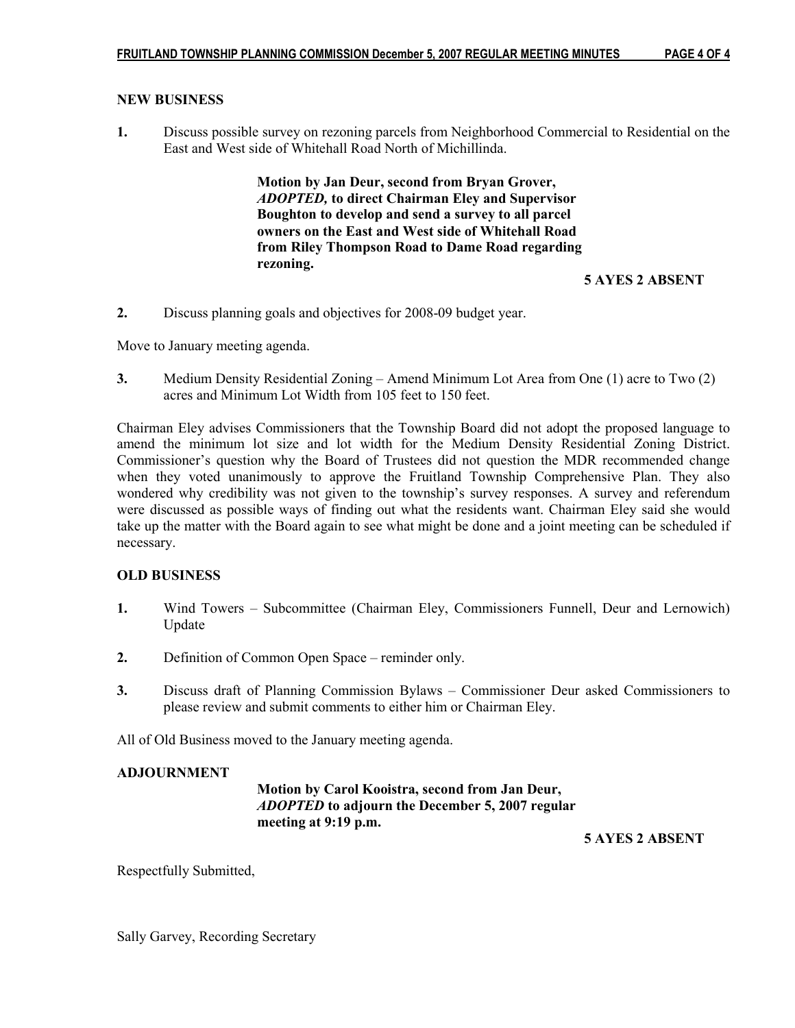## NEW BUSINESS

**1.** Discuss possible survey on rezoning parcels from Neighborhood Commercial to Residential on the East and West side of Whitehall Road North of Michillinda.

> **Motion by Jan Deur, second from Bryan Grover, *ADOPTED,* to direct Chairman Eley and Supervisor Boughton to develop and send a survey to all parcel owners on the East and West side of Whitehall Road from Riley Thompson Road to Dame Road regarding rezoning.**
>
> **5 AYES 2 ABSENT**

**2.** Discuss planning goals and objectives for 2008-09 budget year.

Move to January meeting agenda.

**3.** Medium Density Residential Zoning – Amend Minimum Lot Area from One (1) acre to Two (2) acres and Minimum Lot Width from 105 feet to 150 feet.

Chairman Eley advises Commissioners that the Township Board did not adopt the proposed language to amend the minimum lot size and lot width for the Medium Density Residential Zoning District. Commissioner's question why the Board of Trustees did not question the MDR recommended change when they voted unanimously to approve the Fruitland Township Comprehensive Plan. They also wondered why credibility was not given to the township's survey responses. A survey and referendum were discussed as possible ways of finding out what the residents want. Chairman Eley said she would take up the matter with the Board again to see what might be done and a joint meeting can be scheduled if necessary.

## OLD BUSINESS

**1.** Wind Towers – Subcommittee (Chairman Eley, Commissioners Funnell, Deur and Lernowich) Update

**2.** Definition of Common Open Space – reminder only.

**3.** Discuss draft of Planning Commission Bylaws – Commissioner Deur asked Commissioners to please review and submit comments to either him or Chairman Eley.

All of Old Business moved to the January meeting agenda.

## ADJOURNMENT

> **Motion by Carol Kooistra, second from Jan Deur, *ADOPTED* to adjourn the December 5, 2007 regular meeting at 9:19 p.m.**
>
> **5 AYES 2 ABSENT**

Respectfully Submitted,

Sally Garvey, Recording Secretary